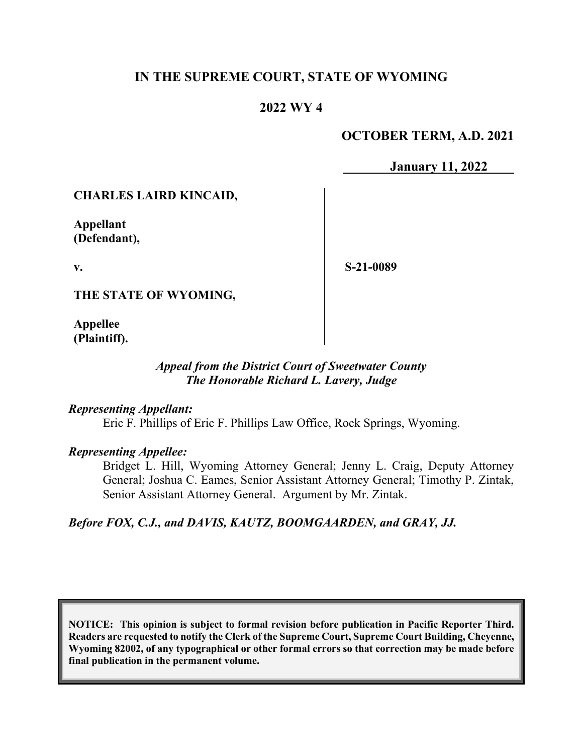**IN THE SUPREME COURT, STATE OF WYOMING**

**2022 WY 4**

**OCTOBER TERM, A.D. 2021**

**January 11, 2022**

**CHARLES LAIRD KINCAID,**

**Appellant (Defendant),**

**v.**

**THE STATE OF WYOMING,**

**Appellee (Plaintiff).**

**S-21-0089**

*Appeal from the District Court of Sweetwater County*
*The Honorable Richard L. Lavery, Judge*

*Representing Appellant:*

Eric F. Phillips of Eric F. Phillips Law Office, Rock Springs, Wyoming.

*Representing Appellee:*

Bridget L. Hill, Wyoming Attorney General; Jenny L. Craig, Deputy Attorney General; Joshua C. Eames, Senior Assistant Attorney General; Timothy P. Zintak, Senior Assistant Attorney General. Argument by Mr. Zintak.

*Before FOX, C.J., and DAVIS, KAUTZ, BOOMGAARDEN, and GRAY, JJ.*

**NOTICE: This opinion is subject to formal revision before publication in Pacific Reporter Third. Readers are requested to notify the Clerk of the Supreme Court, Supreme Court Building, Cheyenne, Wyoming 82002, of any typographical or other formal errors so that correction may be made before final publication in the permanent volume.**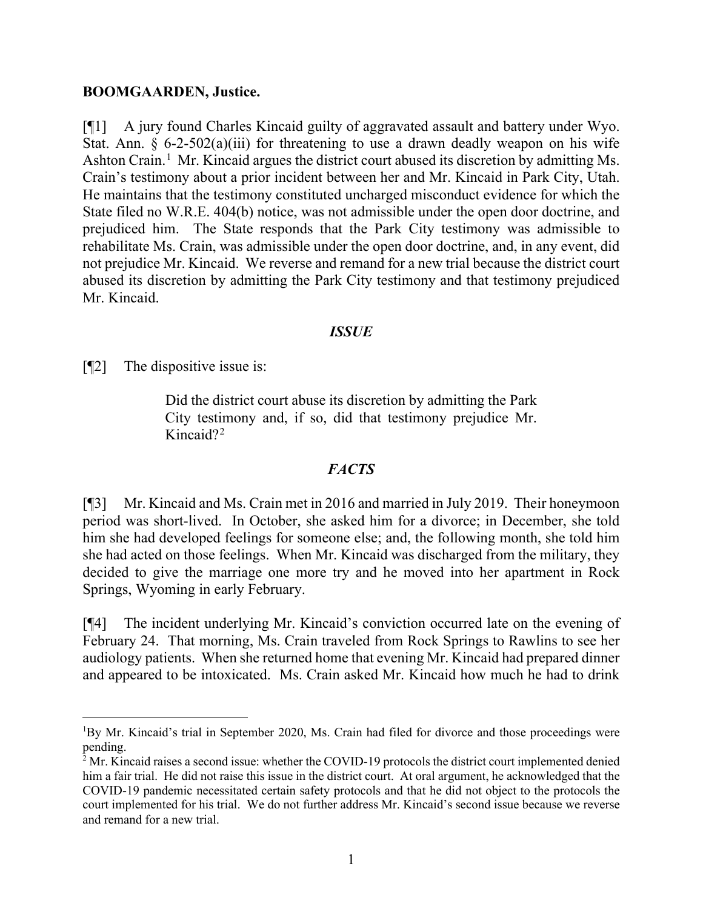**BOOMGAARDEN, Justice.**

[¶1] A jury found Charles Kincaid guilty of aggravated assault and battery under Wyo. Stat. Ann. § 6-2-502(a)(iii) for threatening to use a drawn deadly weapon on his wife Ashton Crain.[1] Mr. Kincaid argues the district court abused its discretion by admitting Ms. Crain's testimony about a prior incident between her and Mr. Kincaid in Park City, Utah. He maintains that the testimony constituted uncharged misconduct evidence for which the State filed no W.R.E. 404(b) notice, was not admissible under the open door doctrine, and prejudiced him. The State responds that the Park City testimony was admissible to rehabilitate Ms. Crain, was admissible under the open door doctrine, and, in any event, did not prejudice Mr. Kincaid. We reverse and remand for a new trial because the district court abused its discretion by admitting the Park City testimony and that testimony prejudiced Mr. Kincaid.

## *ISSUE*

[¶2] The dispositive issue is:

> Did the district court abuse its discretion by admitting the Park City testimony and, if so, did that testimony prejudice Mr. Kincaid?[2]

## *FACTS*

[¶3] Mr. Kincaid and Ms. Crain met in 2016 and married in July 2019. Their honeymoon period was short-lived. In October, she asked him for a divorce; in December, she told him she had developed feelings for someone else; and, the following month, she told him she had acted on those feelings. When Mr. Kincaid was discharged from the military, they decided to give the marriage one more try and he moved into her apartment in Rock Springs, Wyoming in early February.

[¶4] The incident underlying Mr. Kincaid's conviction occurred late on the evening of February 24. That morning, Ms. Crain traveled from Rock Springs to Rawlins to see her audiology patients. When she returned home that evening Mr. Kincaid had prepared dinner and appeared to be intoxicated. Ms. Crain asked Mr. Kincaid how much he had to drink

---

[1] By Mr. Kincaid's trial in September 2020, Ms. Crain had filed for divorce and those proceedings were pending.

[2] Mr. Kincaid raises a second issue: whether the COVID-19 protocols the district court implemented denied him a fair trial. He did not raise this issue in the district court. At oral argument, he acknowledged that the COVID-19 pandemic necessitated certain safety protocols and that he did not object to the protocols the court implemented for his trial. We do not further address Mr. Kincaid's second issue because we reverse and remand for a new trial.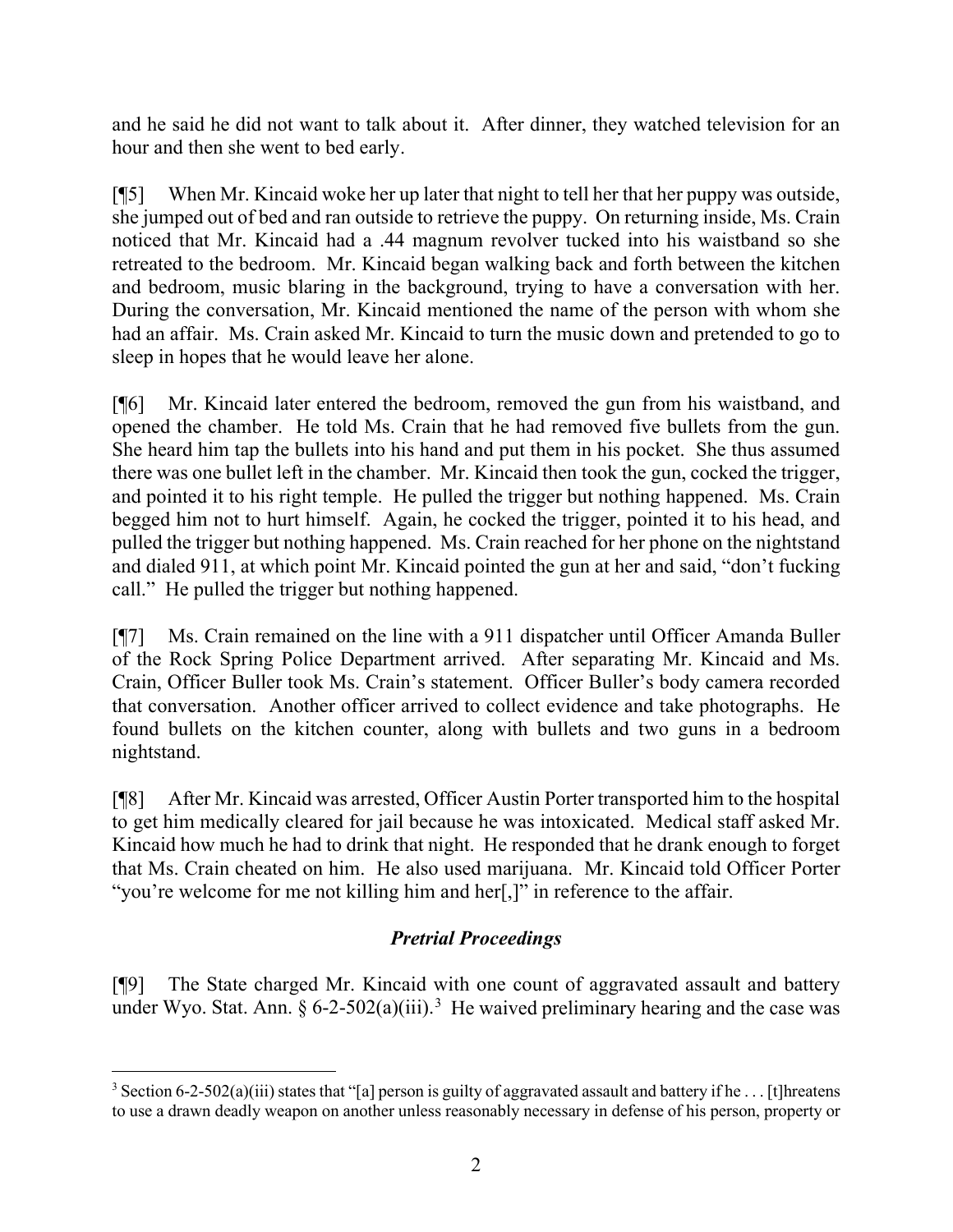and he said he did not want to talk about it. After dinner, they watched television for an hour and then she went to bed early.

[¶5] When Mr. Kincaid woke her up later that night to tell her that her puppy was outside, she jumped out of bed and ran outside to retrieve the puppy. On returning inside, Ms. Crain noticed that Mr. Kincaid had a .44 magnum revolver tucked into his waistband so she retreated to the bedroom. Mr. Kincaid began walking back and forth between the kitchen and bedroom, music blaring in the background, trying to have a conversation with her. During the conversation, Mr. Kincaid mentioned the name of the person with whom she had an affair. Ms. Crain asked Mr. Kincaid to turn the music down and pretended to go to sleep in hopes that he would leave her alone.

[¶6] Mr. Kincaid later entered the bedroom, removed the gun from his waistband, and opened the chamber. He told Ms. Crain that he had removed five bullets from the gun. She heard him tap the bullets into his hand and put them in his pocket. She thus assumed there was one bullet left in the chamber. Mr. Kincaid then took the gun, cocked the trigger, and pointed it to his right temple. He pulled the trigger but nothing happened. Ms. Crain begged him not to hurt himself. Again, he cocked the trigger, pointed it to his head, and pulled the trigger but nothing happened. Ms. Crain reached for her phone on the nightstand and dialed 911, at which point Mr. Kincaid pointed the gun at her and said, "don't fucking call." He pulled the trigger but nothing happened.

[¶7] Ms. Crain remained on the line with a 911 dispatcher until Officer Amanda Buller of the Rock Spring Police Department arrived. After separating Mr. Kincaid and Ms. Crain, Officer Buller took Ms. Crain's statement. Officer Buller's body camera recorded that conversation. Another officer arrived to collect evidence and take photographs. He found bullets on the kitchen counter, along with bullets and two guns in a bedroom nightstand.

[¶8] After Mr. Kincaid was arrested, Officer Austin Porter transported him to the hospital to get him medically cleared for jail because he was intoxicated. Medical staff asked Mr. Kincaid how much he had to drink that night. He responded that he drank enough to forget that Ms. Crain cheated on him. He also used marijuana. Mr. Kincaid told Officer Porter "you're welcome for me not killing him and her[,]" in reference to the affair.

### *Pretrial Proceedings*

[¶9] The State charged Mr. Kincaid with one count of aggravated assault and battery under Wyo. Stat. Ann. § 6-2-502(a)(iii).[3] He waived preliminary hearing and the case was

---

[3] Section 6-2-502(a)(iii) states that "[a] person is guilty of aggravated assault and battery if he . . . [t]hreatens to use a drawn deadly weapon on another unless reasonably necessary in defense of his person, property or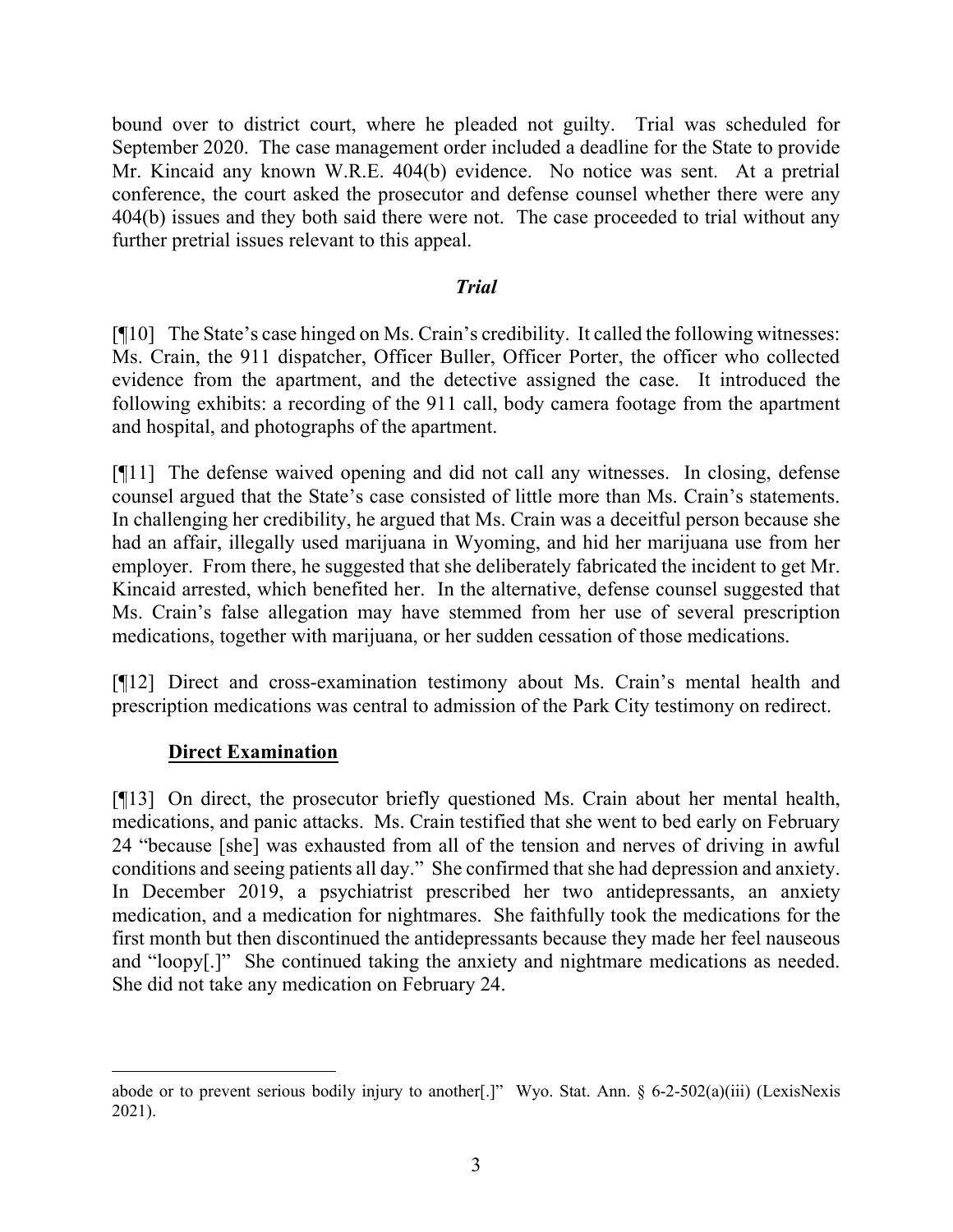bound over to district court, where he pleaded not guilty. Trial was scheduled for September 2020. The case management order included a deadline for the State to provide Mr. Kincaid any known W.R.E. 404(b) evidence. No notice was sent. At a pretrial conference, the court asked the prosecutor and defense counsel whether there were any 404(b) issues and they both said there were not. The case proceeded to trial without any further pretrial issues relevant to this appeal.

### *Trial*

[¶10] The State's case hinged on Ms. Crain's credibility. It called the following witnesses: Ms. Crain, the 911 dispatcher, Officer Buller, Officer Porter, the officer who collected evidence from the apartment, and the detective assigned the case. It introduced the following exhibits: a recording of the 911 call, body camera footage from the apartment and hospital, and photographs of the apartment.

[¶11] The defense waived opening and did not call any witnesses. In closing, defense counsel argued that the State's case consisted of little more than Ms. Crain's statements. In challenging her credibility, he argued that Ms. Crain was a deceitful person because she had an affair, illegally used marijuana in Wyoming, and hid her marijuana use from her employer. From there, he suggested that she deliberately fabricated the incident to get Mr. Kincaid arrested, which benefited her. In the alternative, defense counsel suggested that Ms. Crain's false allegation may have stemmed from her use of several prescription medications, together with marijuana, or her sudden cessation of those medications.

[¶12] Direct and cross-examination testimony about Ms. Crain's mental health and prescription medications was central to admission of the Park City testimony on redirect.

#### **Direct Examination**

[¶13] On direct, the prosecutor briefly questioned Ms. Crain about her mental health, medications, and panic attacks. Ms. Crain testified that she went to bed early on February 24 "because [she] was exhausted from all of the tension and nerves of driving in awful conditions and seeing patients all day." She confirmed that she had depression and anxiety. In December 2019, a psychiatrist prescribed her two antidepressants, an anxiety medication, and a medication for nightmares. She faithfully took the medications for the first month but then discontinued the antidepressants because they made her feel nauseous and "loopy[.]" She continued taking the anxiety and nightmare medications as needed. She did not take any medication on February 24.

---

abode or to prevent serious bodily injury to another[.]" Wyo. Stat. Ann. § 6-2-502(a)(iii) (LexisNexis 2021).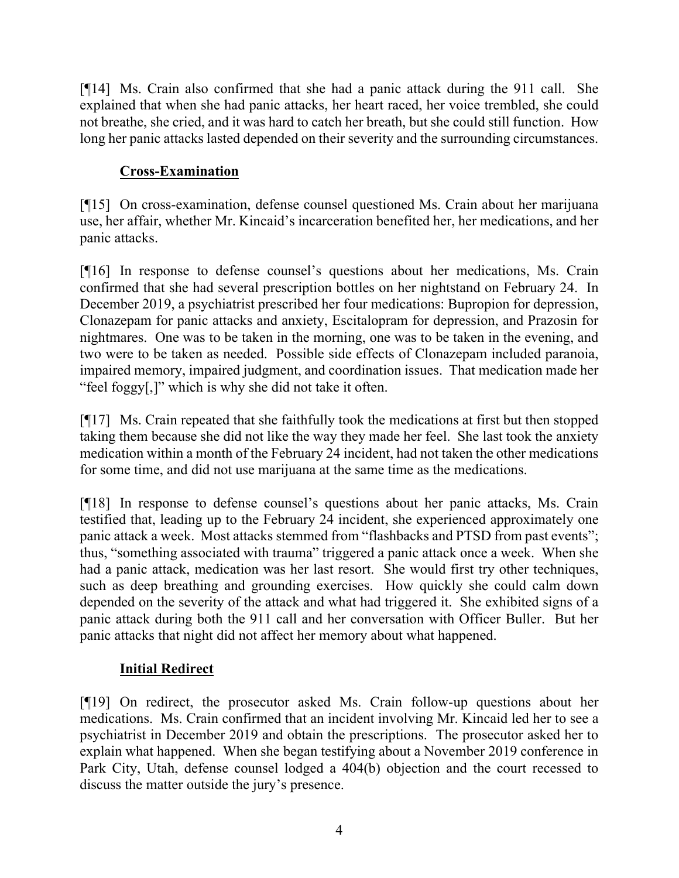[¶14] Ms. Crain also confirmed that she had a panic attack during the 911 call. She explained that when she had panic attacks, her heart raced, her voice trembled, she could not breathe, she cried, and it was hard to catch her breath, but she could still function. How long her panic attacks lasted depended on their severity and the surrounding circumstances.

**Cross-Examination**

[¶15] On cross-examination, defense counsel questioned Ms. Crain about her marijuana use, her affair, whether Mr. Kincaid's incarceration benefited her, her medications, and her panic attacks.

[¶16] In response to defense counsel's questions about her medications, Ms. Crain confirmed that she had several prescription bottles on her nightstand on February 24. In December 2019, a psychiatrist prescribed her four medications: Bupropion for depression, Clonazepam for panic attacks and anxiety, Escitalopram for depression, and Prazosin for nightmares. One was to be taken in the morning, one was to be taken in the evening, and two were to be taken as needed. Possible side effects of Clonazepam included paranoia, impaired memory, impaired judgment, and coordination issues. That medication made her "feel foggy[,]" which is why she did not take it often.

[¶17] Ms. Crain repeated that she faithfully took the medications at first but then stopped taking them because she did not like the way they made her feel. She last took the anxiety medication within a month of the February 24 incident, had not taken the other medications for some time, and did not use marijuana at the same time as the medications.

[¶18] In response to defense counsel's questions about her panic attacks, Ms. Crain testified that, leading up to the February 24 incident, she experienced approximately one panic attack a week. Most attacks stemmed from "flashbacks and PTSD from past events"; thus, "something associated with trauma" triggered a panic attack once a week. When she had a panic attack, medication was her last resort. She would first try other techniques, such as deep breathing and grounding exercises. How quickly she could calm down depended on the severity of the attack and what had triggered it. She exhibited signs of a panic attack during both the 911 call and her conversation with Officer Buller. But her panic attacks that night did not affect her memory about what happened.

**Initial Redirect**

[¶19] On redirect, the prosecutor asked Ms. Crain follow-up questions about her medications. Ms. Crain confirmed that an incident involving Mr. Kincaid led her to see a psychiatrist in December 2019 and obtain the prescriptions. The prosecutor asked her to explain what happened. When she began testifying about a November 2019 conference in Park City, Utah, defense counsel lodged a 404(b) objection and the court recessed to discuss the matter outside the jury's presence.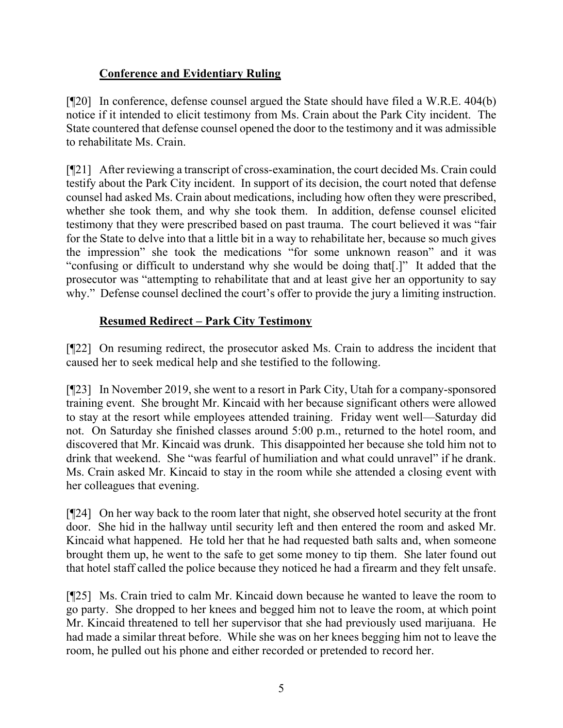**Conference and Evidentiary Ruling**

[¶20] In conference, defense counsel argued the State should have filed a W.R.E. 404(b) notice if it intended to elicit testimony from Ms. Crain about the Park City incident. The State countered that defense counsel opened the door to the testimony and it was admissible to rehabilitate Ms. Crain.

[¶21] After reviewing a transcript of cross-examination, the court decided Ms. Crain could testify about the Park City incident. In support of its decision, the court noted that defense counsel had asked Ms. Crain about medications, including how often they were prescribed, whether she took them, and why she took them. In addition, defense counsel elicited testimony that they were prescribed based on past trauma. The court believed it was "fair for the State to delve into that a little bit in a way to rehabilitate her, because so much gives the impression" she took the medications "for some unknown reason" and it was "confusing or difficult to understand why she would be doing that[.]" It added that the prosecutor was "attempting to rehabilitate that and at least give her an opportunity to say why." Defense counsel declined the court's offer to provide the jury a limiting instruction.

**Resumed Redirect – Park City Testimony**

[¶22] On resuming redirect, the prosecutor asked Ms. Crain to address the incident that caused her to seek medical help and she testified to the following.

[¶23] In November 2019, she went to a resort in Park City, Utah for a company-sponsored training event. She brought Mr. Kincaid with her because significant others were allowed to stay at the resort while employees attended training. Friday went well—Saturday did not. On Saturday she finished classes around 5:00 p.m., returned to the hotel room, and discovered that Mr. Kincaid was drunk. This disappointed her because she told him not to drink that weekend. She "was fearful of humiliation and what could unravel" if he drank. Ms. Crain asked Mr. Kincaid to stay in the room while she attended a closing event with her colleagues that evening.

[¶24] On her way back to the room later that night, she observed hotel security at the front door. She hid in the hallway until security left and then entered the room and asked Mr. Kincaid what happened. He told her that he had requested bath salts and, when someone brought them up, he went to the safe to get some money to tip them. She later found out that hotel staff called the police because they noticed he had a firearm and they felt unsafe.

[¶25] Ms. Crain tried to calm Mr. Kincaid down because he wanted to leave the room to go party. She dropped to her knees and begged him not to leave the room, at which point Mr. Kincaid threatened to tell her supervisor that she had previously used marijuana. He had made a similar threat before. While she was on her knees begging him not to leave the room, he pulled out his phone and either recorded or pretended to record her.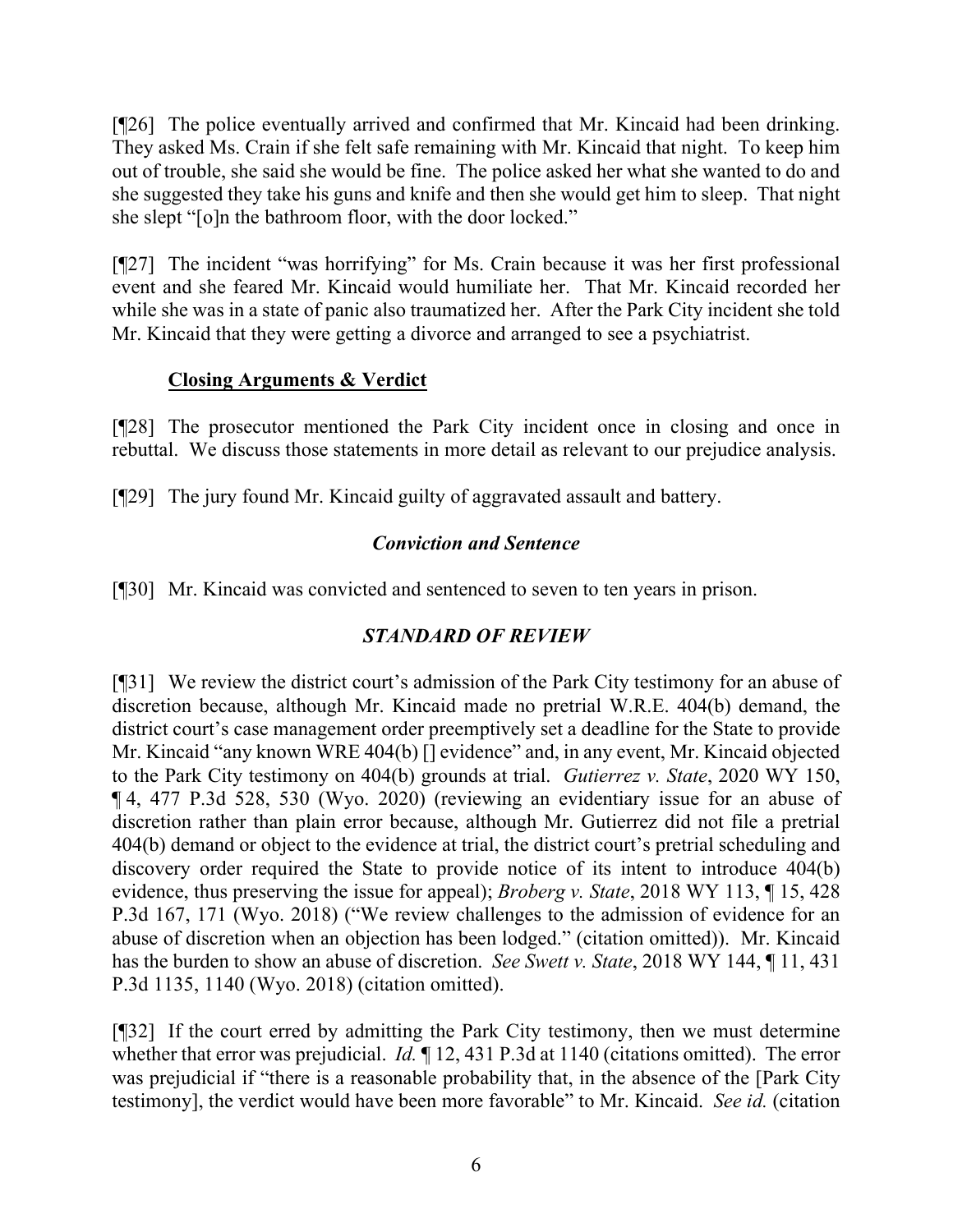[¶26] The police eventually arrived and confirmed that Mr. Kincaid had been drinking. They asked Ms. Crain if she felt safe remaining with Mr. Kincaid that night. To keep him out of trouble, she said she would be fine. The police asked her what she wanted to do and she suggested they take his guns and knife and then she would get him to sleep. That night she slept "[o]n the bathroom floor, with the door locked."

[¶27] The incident "was horrifying" for Ms. Crain because it was her first professional event and she feared Mr. Kincaid would humiliate her. That Mr. Kincaid recorded her while she was in a state of panic also traumatized her. After the Park City incident she told Mr. Kincaid that they were getting a divorce and arranged to see a psychiatrist.

**Closing Arguments & Verdict**

[¶28] The prosecutor mentioned the Park City incident once in closing and once in rebuttal. We discuss those statements in more detail as relevant to our prejudice analysis.

[¶29] The jury found Mr. Kincaid guilty of aggravated assault and battery.

***Conviction and Sentence***

[¶30] Mr. Kincaid was convicted and sentenced to seven to ten years in prison.

***STANDARD OF REVIEW***

[¶31] We review the district court's admission of the Park City testimony for an abuse of discretion because, although Mr. Kincaid made no pretrial W.R.E. 404(b) demand, the district court's case management order preemptively set a deadline for the State to provide Mr. Kincaid "any known WRE 404(b) [] evidence" and, in any event, Mr. Kincaid objected to the Park City testimony on 404(b) grounds at trial. *Gutierrez v. State*, 2020 WY 150, ¶ 4, 477 P.3d 528, 530 (Wyo. 2020) (reviewing an evidentiary issue for an abuse of discretion rather than plain error because, although Mr. Gutierrez did not file a pretrial 404(b) demand or object to the evidence at trial, the district court's pretrial scheduling and discovery order required the State to provide notice of its intent to introduce 404(b) evidence, thus preserving the issue for appeal); *Broberg v. State*, 2018 WY 113, ¶ 15, 428 P.3d 167, 171 (Wyo. 2018) ("We review challenges to the admission of evidence for an abuse of discretion when an objection has been lodged." (citation omitted)). Mr. Kincaid has the burden to show an abuse of discretion. *See Swett v. State*, 2018 WY 144, ¶ 11, 431 P.3d 1135, 1140 (Wyo. 2018) (citation omitted).

[¶32] If the court erred by admitting the Park City testimony, then we must determine whether that error was prejudicial. *Id.* ¶ 12, 431 P.3d at 1140 (citations omitted). The error was prejudicial if "there is a reasonable probability that, in the absence of the [Park City testimony], the verdict would have been more favorable" to Mr. Kincaid. *See id.* (citation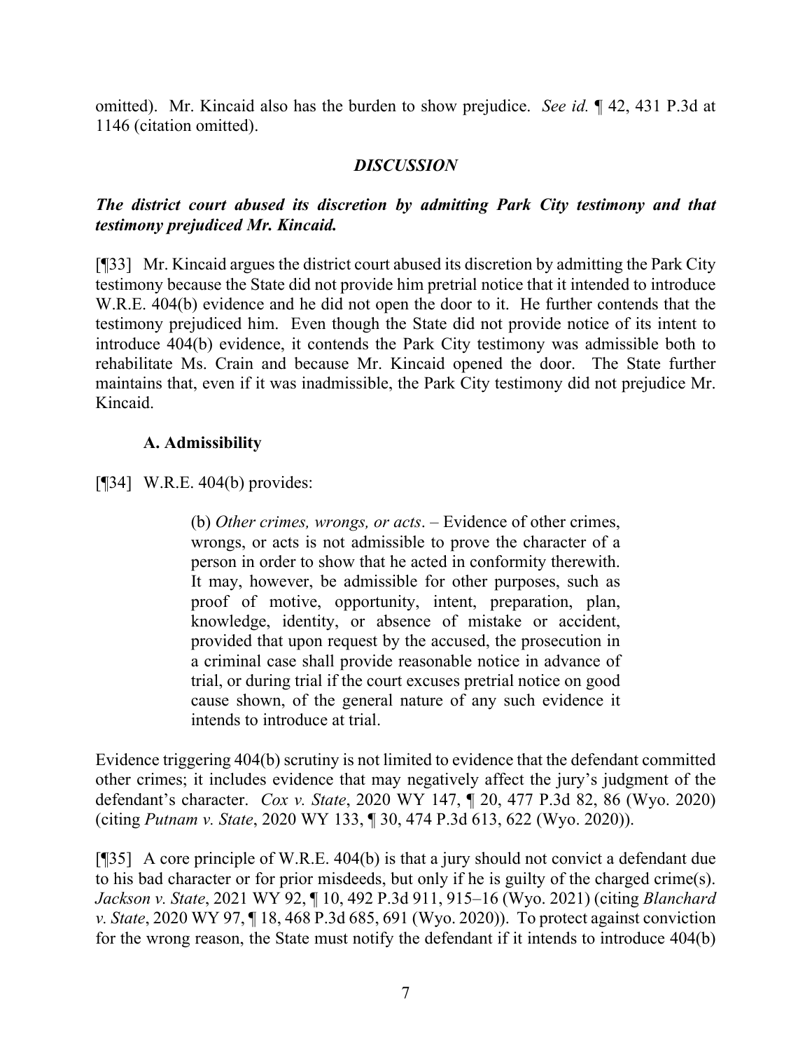omitted). Mr. Kincaid also has the burden to show prejudice. *See id.* ¶ 42, 431 P.3d at 1146 (citation omitted).

## *DISCUSSION*

### *The district court abused its discretion by admitting Park City testimony and that testimony prejudiced Mr. Kincaid.*

[¶33] Mr. Kincaid argues the district court abused its discretion by admitting the Park City testimony because the State did not provide him pretrial notice that it intended to introduce W.R.E. 404(b) evidence and he did not open the door to it. He further contends that the testimony prejudiced him. Even though the State did not provide notice of its intent to introduce 404(b) evidence, it contends the Park City testimony was admissible both to rehabilitate Ms. Crain and because Mr. Kincaid opened the door. The State further maintains that, even if it was inadmissible, the Park City testimony did not prejudice Mr. Kincaid.

#### A. Admissibility

[¶34] W.R.E. 404(b) provides:

> (b) *Other crimes, wrongs, or acts*. – Evidence of other crimes, wrongs, or acts is not admissible to prove the character of a person in order to show that he acted in conformity therewith. It may, however, be admissible for other purposes, such as proof of motive, opportunity, intent, preparation, plan, knowledge, identity, or absence of mistake or accident, provided that upon request by the accused, the prosecution in a criminal case shall provide reasonable notice in advance of trial, or during trial if the court excuses pretrial notice on good cause shown, of the general nature of any such evidence it intends to introduce at trial.

Evidence triggering 404(b) scrutiny is not limited to evidence that the defendant committed other crimes; it includes evidence that may negatively affect the jury's judgment of the defendant's character. *Cox v. State*, 2020 WY 147, ¶ 20, 477 P.3d 82, 86 (Wyo. 2020) (citing *Putnam v. State*, 2020 WY 133, ¶ 30, 474 P.3d 613, 622 (Wyo. 2020)).

[¶35] A core principle of W.R.E. 404(b) is that a jury should not convict a defendant due to his bad character or for prior misdeeds, but only if he is guilty of the charged crime(s). *Jackson v. State*, 2021 WY 92, ¶ 10, 492 P.3d 911, 915–16 (Wyo. 2021) (citing *Blanchard v. State*, 2020 WY 97, ¶ 18, 468 P.3d 685, 691 (Wyo. 2020)). To protect against conviction for the wrong reason, the State must notify the defendant if it intends to introduce 404(b)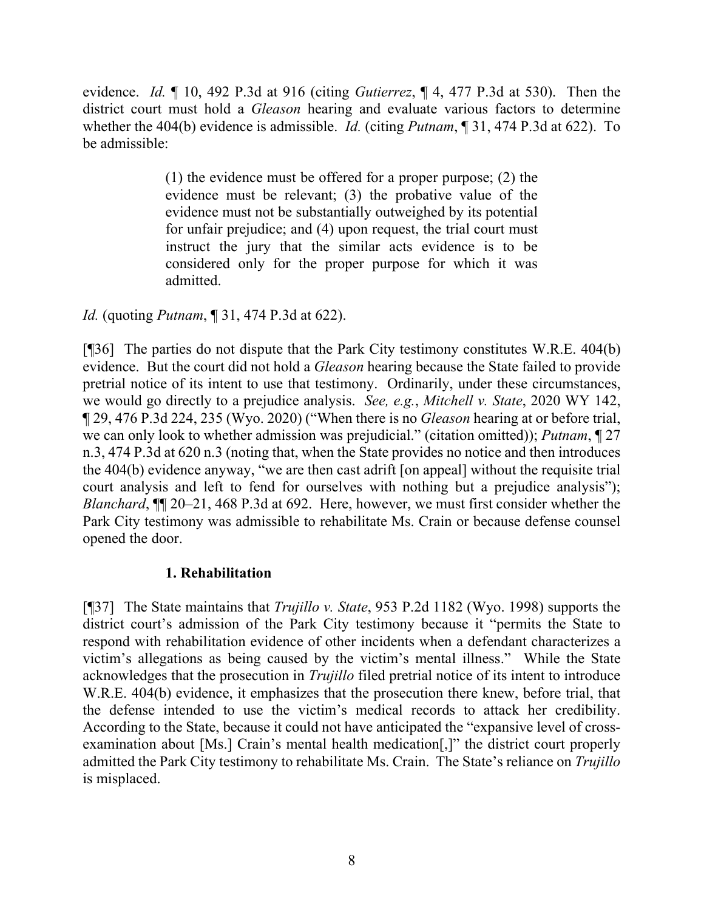evidence. *Id.* ¶ 10, 492 P.3d at 916 (citing *Gutierrez*, ¶ 4, 477 P.3d at 530). Then the district court must hold a *Gleason* hearing and evaluate various factors to determine whether the 404(b) evidence is admissible. *Id.* (citing *Putnam*, ¶ 31, 474 P.3d at 622). To be admissible:

> (1) the evidence must be offered for a proper purpose; (2) the evidence must be relevant; (3) the probative value of the evidence must not be substantially outweighed by its potential for unfair prejudice; and (4) upon request, the trial court must instruct the jury that the similar acts evidence is to be considered only for the proper purpose for which it was admitted.

*Id.* (quoting *Putnam*, ¶ 31, 474 P.3d at 622).

[¶36] The parties do not dispute that the Park City testimony constitutes W.R.E. 404(b) evidence. But the court did not hold a *Gleason* hearing because the State failed to provide pretrial notice of its intent to use that testimony. Ordinarily, under these circumstances, we would go directly to a prejudice analysis. *See, e.g.*, *Mitchell v. State*, 2020 WY 142, ¶ 29, 476 P.3d 224, 235 (Wyo. 2020) ("When there is no *Gleason* hearing at or before trial, we can only look to whether admission was prejudicial." (citation omitted)); *Putnam*, ¶ 27 n.3, 474 P.3d at 620 n.3 (noting that, when the State provides no notice and then introduces the 404(b) evidence anyway, "we are then cast adrift [on appeal] without the requisite trial court analysis and left to fend for ourselves with nothing but a prejudice analysis"); *Blanchard*, ¶¶ 20–21, 468 P.3d at 692. Here, however, we must first consider whether the Park City testimony was admissible to rehabilitate Ms. Crain or because defense counsel opened the door.

### 1. Rehabilitation

[¶37] The State maintains that *Trujillo v. State*, 953 P.2d 1182 (Wyo. 1998) supports the district court's admission of the Park City testimony because it "permits the State to respond with rehabilitation evidence of other incidents when a defendant characterizes a victim's allegations as being caused by the victim's mental illness." While the State acknowledges that the prosecution in *Trujillo* filed pretrial notice of its intent to introduce W.R.E. 404(b) evidence, it emphasizes that the prosecution there knew, before trial, that the defense intended to use the victim's medical records to attack her credibility. According to the State, because it could not have anticipated the "expansive level of cross-examination about [Ms.] Crain's mental health medication[,]" the district court properly admitted the Park City testimony to rehabilitate Ms. Crain. The State's reliance on *Trujillo* is misplaced.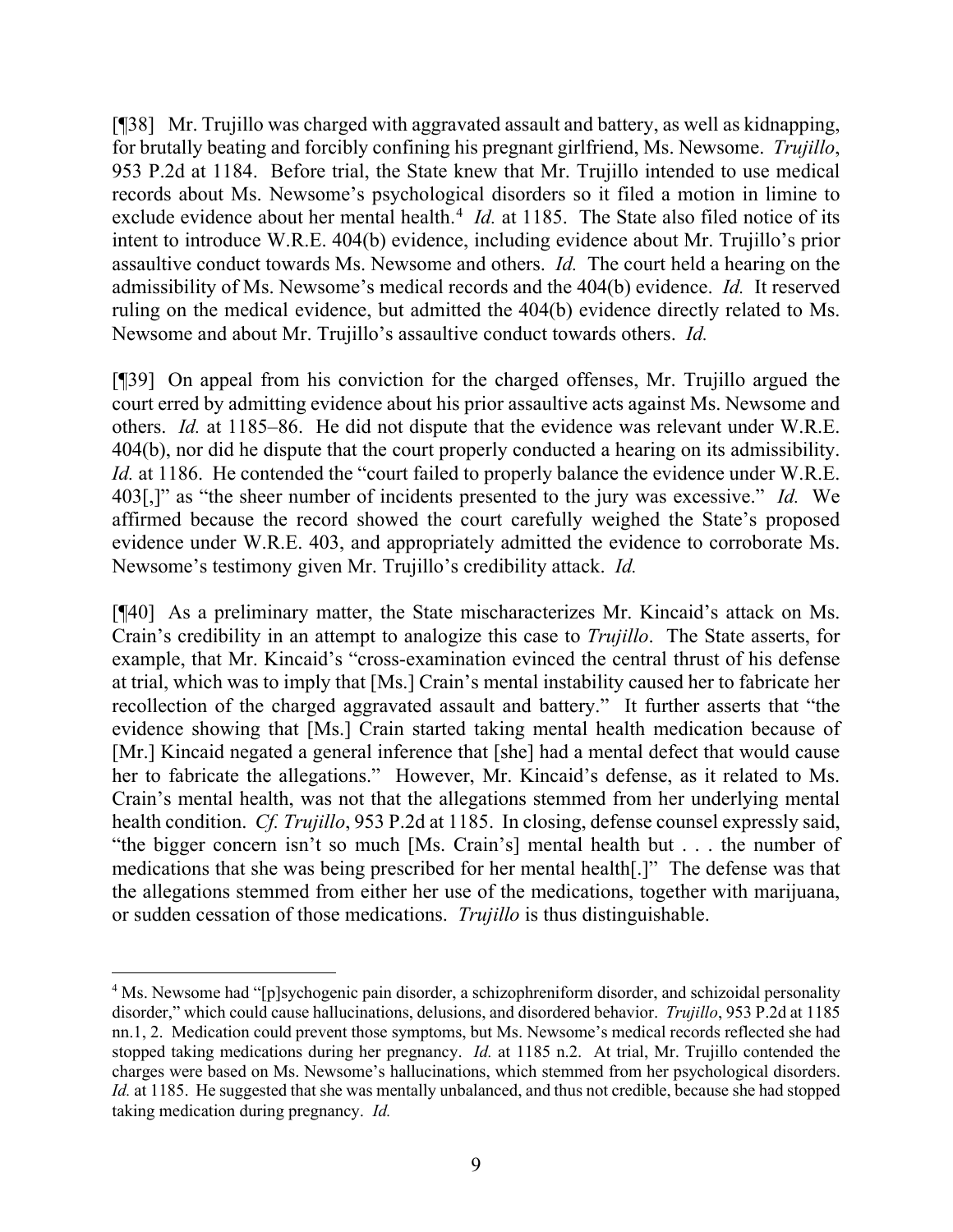[¶38] Mr. Trujillo was charged with aggravated assault and battery, as well as kidnapping, for brutally beating and forcibly confining his pregnant girlfriend, Ms. Newsome. *Trujillo*, 953 P.2d at 1184. Before trial, the State knew that Mr. Trujillo intended to use medical records about Ms. Newsome's psychological disorders so it filed a motion in limine to exclude evidence about her mental health.[4] *Id.* at 1185. The State also filed notice of its intent to introduce W.R.E. 404(b) evidence, including evidence about Mr. Trujillo's prior assaultive conduct towards Ms. Newsome and others. *Id.* The court held a hearing on the admissibility of Ms. Newsome's medical records and the 404(b) evidence. *Id.* It reserved ruling on the medical evidence, but admitted the 404(b) evidence directly related to Ms. Newsome and about Mr. Trujillo's assaultive conduct towards others. *Id.*

[¶39] On appeal from his conviction for the charged offenses, Mr. Trujillo argued the court erred by admitting evidence about his prior assaultive acts against Ms. Newsome and others. *Id.* at 1185–86. He did not dispute that the evidence was relevant under W.R.E. 404(b), nor did he dispute that the court properly conducted a hearing on its admissibility. *Id.* at 1186. He contended the "court failed to properly balance the evidence under W.R.E. 403[,]" as "the sheer number of incidents presented to the jury was excessive." *Id.* We affirmed because the record showed the court carefully weighed the State's proposed evidence under W.R.E. 403, and appropriately admitted the evidence to corroborate Ms. Newsome's testimony given Mr. Trujillo's credibility attack. *Id.*

[¶40] As a preliminary matter, the State mischaracterizes Mr. Kincaid's attack on Ms. Crain's credibility in an attempt to analogize this case to *Trujillo*. The State asserts, for example, that Mr. Kincaid's "cross-examination evinced the central thrust of his defense at trial, which was to imply that [Ms.] Crain's mental instability caused her to fabricate her recollection of the charged aggravated assault and battery." It further asserts that "the evidence showing that [Ms.] Crain started taking mental health medication because of [Mr.] Kincaid negated a general inference that [she] had a mental defect that would cause her to fabricate the allegations." However, Mr. Kincaid's defense, as it related to Ms. Crain's mental health, was not that the allegations stemmed from her underlying mental health condition. *Cf. Trujillo*, 953 P.2d at 1185. In closing, defense counsel expressly said, "the bigger concern isn't so much [Ms. Crain's] mental health but . . . the number of medications that she was being prescribed for her mental health[.]" The defense was that the allegations stemmed from either her use of the medications, together with marijuana, or sudden cessation of those medications. *Trujillo* is thus distinguishable.

---

[4] Ms. Newsome had "[p]sychogenic pain disorder, a schizophreniform disorder, and schizoidal personality disorder," which could cause hallucinations, delusions, and disordered behavior. *Trujillo*, 953 P.2d at 1185 nn.1, 2. Medication could prevent those symptoms, but Ms. Newsome's medical records reflected she had stopped taking medications during her pregnancy. *Id.* at 1185 n.2. At trial, Mr. Trujillo contended the charges were based on Ms. Newsome's hallucinations, which stemmed from her psychological disorders. *Id.* at 1185. He suggested that she was mentally unbalanced, and thus not credible, because she had stopped taking medication during pregnancy. *Id.*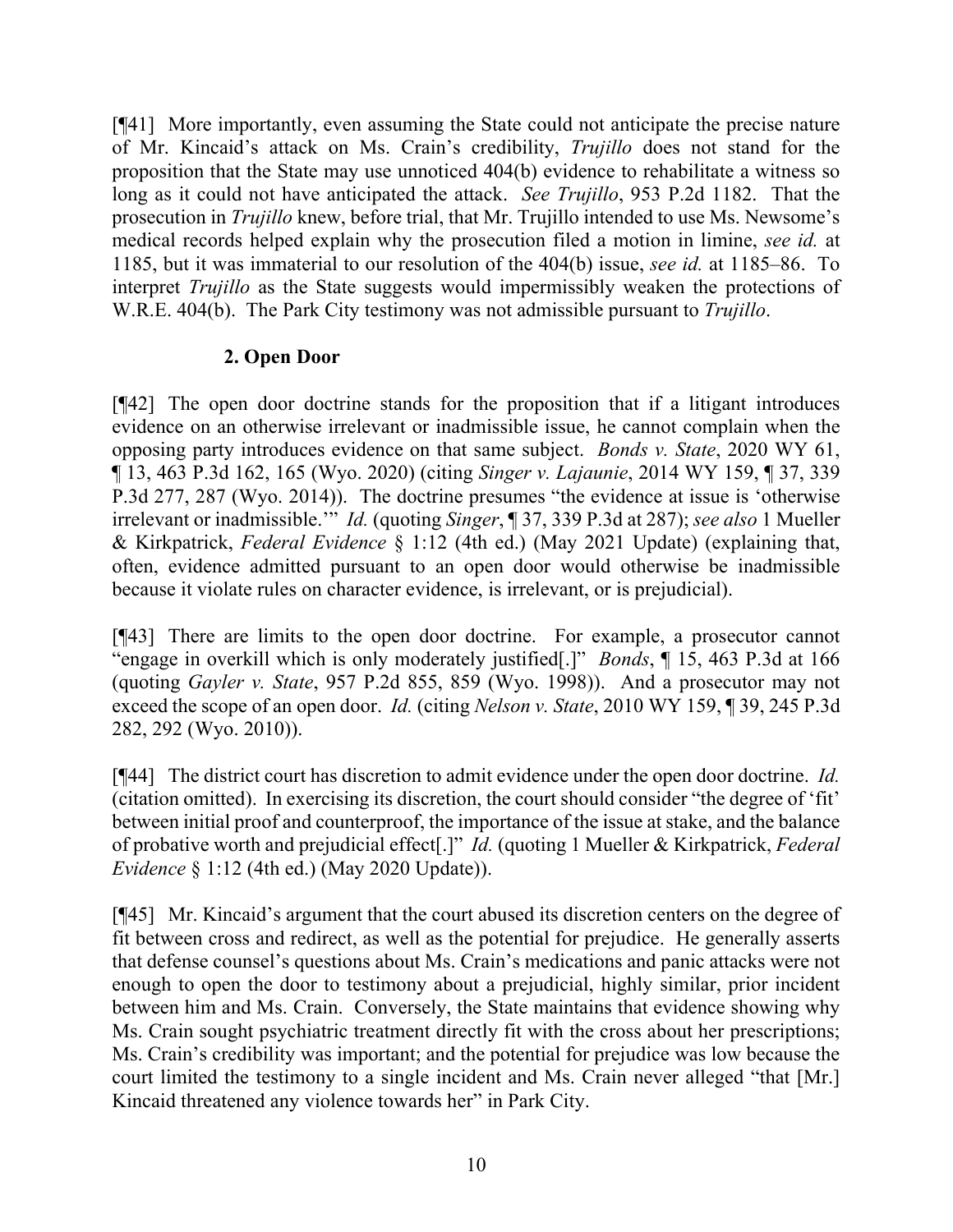[¶41] More importantly, even assuming the State could not anticipate the precise nature of Mr. Kincaid's attack on Ms. Crain's credibility, *Trujillo* does not stand for the proposition that the State may use unnoticed 404(b) evidence to rehabilitate a witness so long as it could not have anticipated the attack. *See Trujillo*, 953 P.2d 1182. That the prosecution in *Trujillo* knew, before trial, that Mr. Trujillo intended to use Ms. Newsome's medical records helped explain why the prosecution filed a motion in limine, *see id.* at 1185, but it was immaterial to our resolution of the 404(b) issue, *see id.* at 1185–86. To interpret *Trujillo* as the State suggests would impermissibly weaken the protections of W.R.E. 404(b). The Park City testimony was not admissible pursuant to *Trujillo*.

### 2. Open Door

[¶42] The open door doctrine stands for the proposition that if a litigant introduces evidence on an otherwise irrelevant or inadmissible issue, he cannot complain when the opposing party introduces evidence on that same subject. *Bonds v. State*, 2020 WY 61, ¶ 13, 463 P.3d 162, 165 (Wyo. 2020) (citing *Singer v. Lajaunie*, 2014 WY 159, ¶ 37, 339 P.3d 277, 287 (Wyo. 2014)). The doctrine presumes "the evidence at issue is 'otherwise irrelevant or inadmissible.'" *Id.* (quoting *Singer*, ¶ 37, 339 P.3d at 287); *see also* 1 Mueller & Kirkpatrick, *Federal Evidence* § 1:12 (4th ed.) (May 2021 Update) (explaining that, often, evidence admitted pursuant to an open door would otherwise be inadmissible because it violate rules on character evidence, is irrelevant, or is prejudicial).

[¶43] There are limits to the open door doctrine. For example, a prosecutor cannot "engage in overkill which is only moderately justified[.]" *Bonds*, ¶ 15, 463 P.3d at 166 (quoting *Gayler v. State*, 957 P.2d 855, 859 (Wyo. 1998)). And a prosecutor may not exceed the scope of an open door. *Id.* (citing *Nelson v. State*, 2010 WY 159, ¶ 39, 245 P.3d 282, 292 (Wyo. 2010)).

[¶44] The district court has discretion to admit evidence under the open door doctrine. *Id.* (citation omitted). In exercising its discretion, the court should consider "the degree of 'fit' between initial proof and counterproof, the importance of the issue at stake, and the balance of probative worth and prejudicial effect[.]" *Id.* (quoting 1 Mueller & Kirkpatrick, *Federal Evidence* § 1:12 (4th ed.) (May 2020 Update)).

[¶45] Mr. Kincaid's argument that the court abused its discretion centers on the degree of fit between cross and redirect, as well as the potential for prejudice. He generally asserts that defense counsel's questions about Ms. Crain's medications and panic attacks were not enough to open the door to testimony about a prejudicial, highly similar, prior incident between him and Ms. Crain. Conversely, the State maintains that evidence showing why Ms. Crain sought psychiatric treatment directly fit with the cross about her prescriptions; Ms. Crain's credibility was important; and the potential for prejudice was low because the court limited the testimony to a single incident and Ms. Crain never alleged "that [Mr.] Kincaid threatened any violence towards her" in Park City.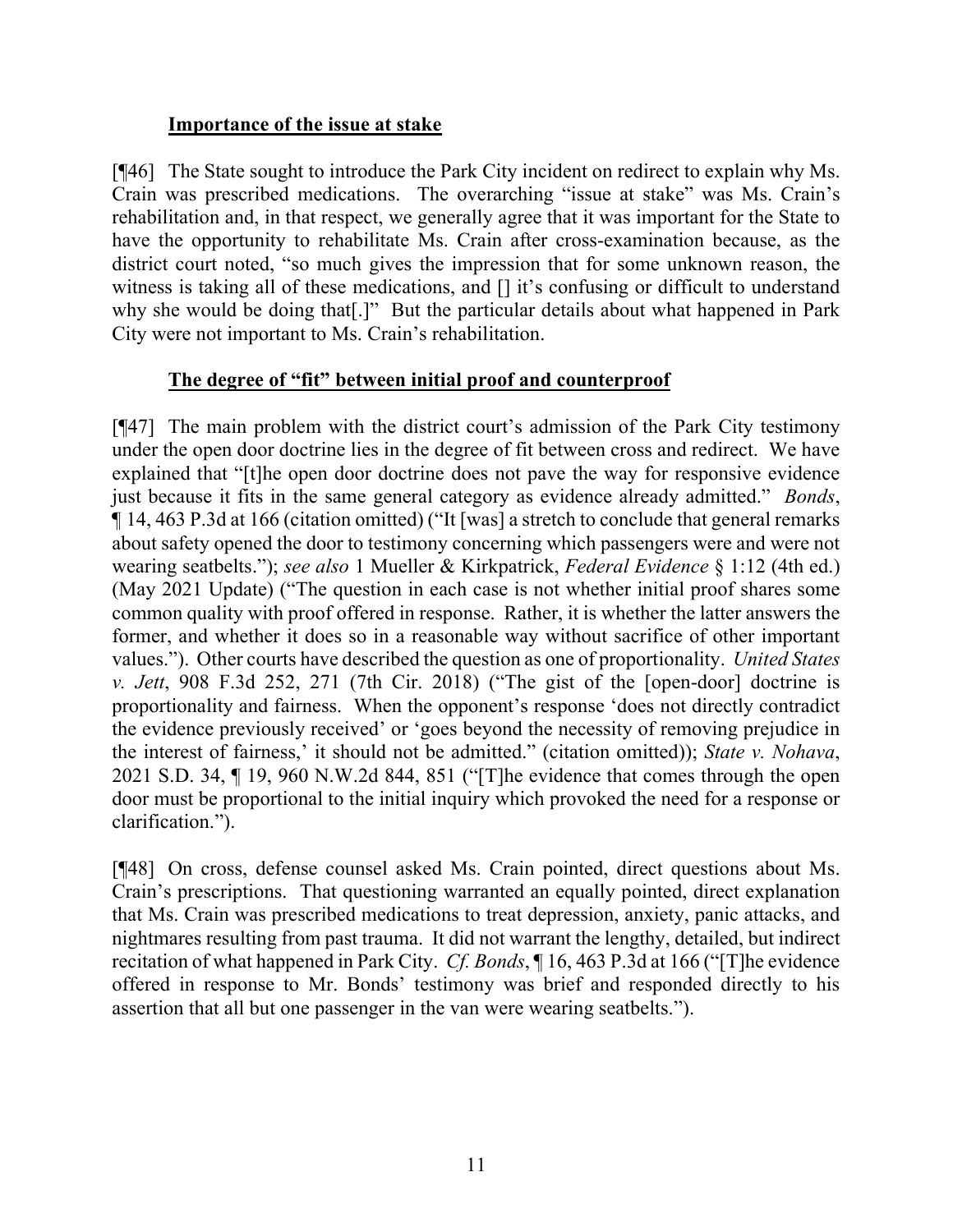**Importance of the issue at stake**

[¶46] The State sought to introduce the Park City incident on redirect to explain why Ms. Crain was prescribed medications. The overarching "issue at stake" was Ms. Crain's rehabilitation and, in that respect, we generally agree that it was important for the State to have the opportunity to rehabilitate Ms. Crain after cross-examination because, as the district court noted, "so much gives the impression that for some unknown reason, the witness is taking all of these medications, and [] it's confusing or difficult to understand why she would be doing that[.]" But the particular details about what happened in Park City were not important to Ms. Crain's rehabilitation.

**The degree of "fit" between initial proof and counterproof**

[¶47] The main problem with the district court's admission of the Park City testimony under the open door doctrine lies in the degree of fit between cross and redirect. We have explained that "[t]he open door doctrine does not pave the way for responsive evidence just because it fits in the same general category as evidence already admitted." *Bonds*, ¶ 14, 463 P.3d at 166 (citation omitted) ("It [was] a stretch to conclude that general remarks about safety opened the door to testimony concerning which passengers were and were not wearing seatbelts."); *see also* 1 Mueller & Kirkpatrick, *Federal Evidence* § 1:12 (4th ed.) (May 2021 Update) ("The question in each case is not whether initial proof shares some common quality with proof offered in response. Rather, it is whether the latter answers the former, and whether it does so in a reasonable way without sacrifice of other important values."). Other courts have described the question as one of proportionality. *United States v. Jett*, 908 F.3d 252, 271 (7th Cir. 2018) ("The gist of the [open-door] doctrine is proportionality and fairness. When the opponent's response 'does not directly contradict the evidence previously received' or 'goes beyond the necessity of removing prejudice in the interest of fairness,' it should not be admitted." (citation omitted)); *State v. Nohava*, 2021 S.D. 34, ¶ 19, 960 N.W.2d 844, 851 ("[T]he evidence that comes through the open door must be proportional to the initial inquiry which provoked the need for a response or clarification.").

[¶48] On cross, defense counsel asked Ms. Crain pointed, direct questions about Ms. Crain's prescriptions. That questioning warranted an equally pointed, direct explanation that Ms. Crain was prescribed medications to treat depression, anxiety, panic attacks, and nightmares resulting from past trauma. It did not warrant the lengthy, detailed, but indirect recitation of what happened in Park City. *Cf. Bonds*, ¶ 16, 463 P.3d at 166 ("[T]he evidence offered in response to Mr. Bonds' testimony was brief and responded directly to his assertion that all but one passenger in the van were wearing seatbelts.").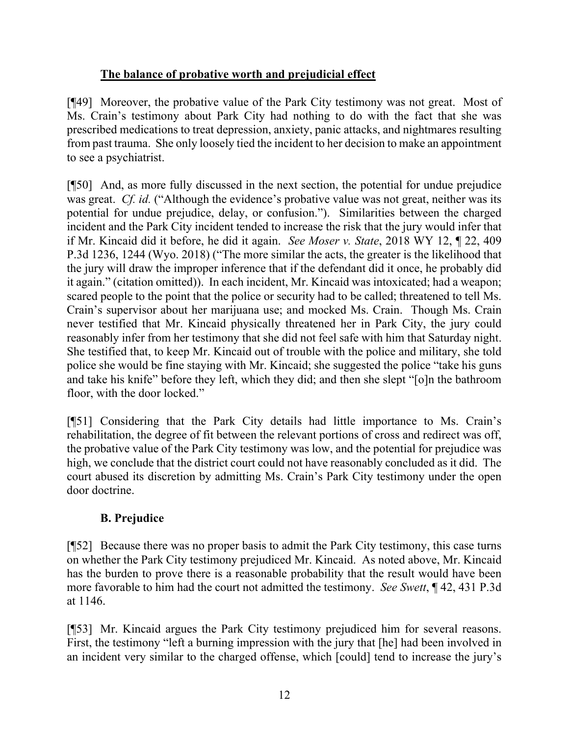**The balance of probative worth and prejudicial effect**

[¶49] Moreover, the probative value of the Park City testimony was not great. Most of Ms. Crain's testimony about Park City had nothing to do with the fact that she was prescribed medications to treat depression, anxiety, panic attacks, and nightmares resulting from past trauma. She only loosely tied the incident to her decision to make an appointment to see a psychiatrist.

[¶50] And, as more fully discussed in the next section, the potential for undue prejudice was great. *Cf. id.* ("Although the evidence's probative value was not great, neither was its potential for undue prejudice, delay, or confusion."). Similarities between the charged incident and the Park City incident tended to increase the risk that the jury would infer that if Mr. Kincaid did it before, he did it again. *See Moser v. State*, 2018 WY 12, ¶ 22, 409 P.3d 1236, 1244 (Wyo. 2018) ("The more similar the acts, the greater is the likelihood that the jury will draw the improper inference that if the defendant did it once, he probably did it again." (citation omitted)). In each incident, Mr. Kincaid was intoxicated; had a weapon; scared people to the point that the police or security had to be called; threatened to tell Ms. Crain's supervisor about her marijuana use; and mocked Ms. Crain. Though Ms. Crain never testified that Mr. Kincaid physically threatened her in Park City, the jury could reasonably infer from her testimony that she did not feel safe with him that Saturday night. She testified that, to keep Mr. Kincaid out of trouble with the police and military, she told police she would be fine staying with Mr. Kincaid; she suggested the police "take his guns and take his knife" before they left, which they did; and then she slept "[o]n the bathroom floor, with the door locked."

[¶51] Considering that the Park City details had little importance to Ms. Crain's rehabilitation, the degree of fit between the relevant portions of cross and redirect was off, the probative value of the Park City testimony was low, and the potential for prejudice was high, we conclude that the district court could not have reasonably concluded as it did. The court abused its discretion by admitting Ms. Crain's Park City testimony under the open door doctrine.

**B. Prejudice**

[¶52] Because there was no proper basis to admit the Park City testimony, this case turns on whether the Park City testimony prejudiced Mr. Kincaid. As noted above, Mr. Kincaid has the burden to prove there is a reasonable probability that the result would have been more favorable to him had the court not admitted the testimony. *See Swett*, ¶ 42, 431 P.3d at 1146.

[¶53] Mr. Kincaid argues the Park City testimony prejudiced him for several reasons. First, the testimony "left a burning impression with the jury that [he] had been involved in an incident very similar to the charged offense, which [could] tend to increase the jury's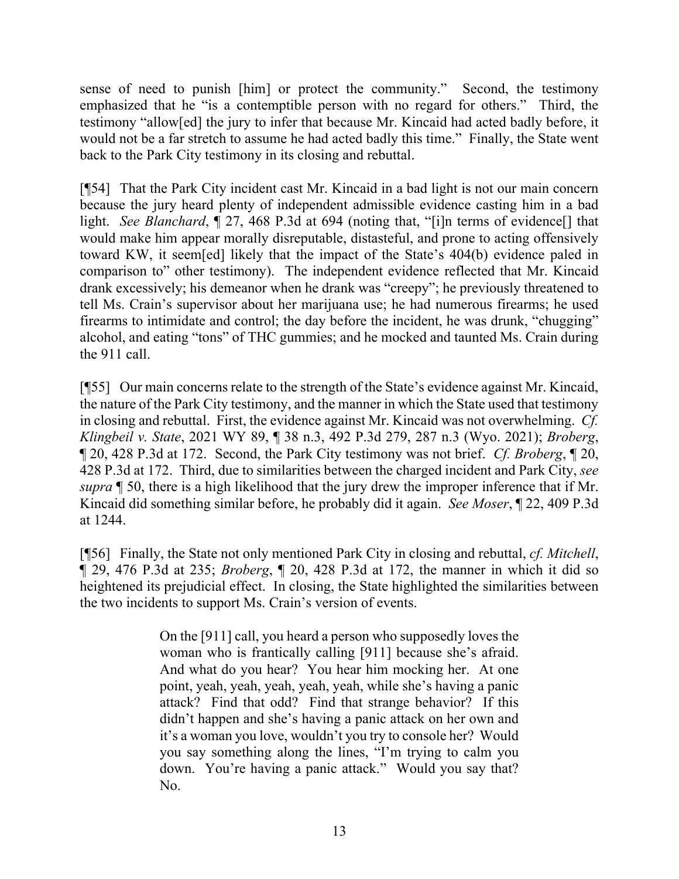sense of need to punish [him] or protect the community." Second, the testimony emphasized that he "is a contemptible person with no regard for others." Third, the testimony "allow[ed] the jury to infer that because Mr. Kincaid had acted badly before, it would not be a far stretch to assume he had acted badly this time." Finally, the State went back to the Park City testimony in its closing and rebuttal.

[¶54] That the Park City incident cast Mr. Kincaid in a bad light is not our main concern because the jury heard plenty of independent admissible evidence casting him in a bad light. *See Blanchard*, ¶ 27, 468 P.3d at 694 (noting that, "[i]n terms of evidence[] that would make him appear morally disreputable, distasteful, and prone to acting offensively toward KW, it seem[ed] likely that the impact of the State's 404(b) evidence paled in comparison to" other testimony). The independent evidence reflected that Mr. Kincaid drank excessively; his demeanor when he drank was "creepy"; he previously threatened to tell Ms. Crain's supervisor about her marijuana use; he had numerous firearms; he used firearms to intimidate and control; the day before the incident, he was drunk, "chugging" alcohol, and eating "tons" of THC gummies; and he mocked and taunted Ms. Crain during the 911 call.

[¶55] Our main concerns relate to the strength of the State's evidence against Mr. Kincaid, the nature of the Park City testimony, and the manner in which the State used that testimony in closing and rebuttal. First, the evidence against Mr. Kincaid was not overwhelming. *Cf. Klingbeil v. State*, 2021 WY 89, ¶ 38 n.3, 492 P.3d 279, 287 n.3 (Wyo. 2021); *Broberg*, ¶ 20, 428 P.3d at 172. Second, the Park City testimony was not brief. *Cf. Broberg*, ¶ 20, 428 P.3d at 172. Third, due to similarities between the charged incident and Park City, *see supra* ¶ 50, there is a high likelihood that the jury drew the improper inference that if Mr. Kincaid did something similar before, he probably did it again. *See Moser*, ¶ 22, 409 P.3d at 1244.

[¶56] Finally, the State not only mentioned Park City in closing and rebuttal, *cf. Mitchell*, ¶ 29, 476 P.3d at 235; *Broberg*, ¶ 20, 428 P.3d at 172, the manner in which it did so heightened its prejudicial effect. In closing, the State highlighted the similarities between the two incidents to support Ms. Crain's version of events.

> On the [911] call, you heard a person who supposedly loves the woman who is frantically calling [911] because she's afraid. And what do you hear? You hear him mocking her. At one point, yeah, yeah, yeah, yeah, yeah, while she's having a panic attack? Find that odd? Find that strange behavior? If this didn't happen and she's having a panic attack on her own and it's a woman you love, wouldn't you try to console her? Would you say something along the lines, "I'm trying to calm you down. You're having a panic attack." Would you say that? No.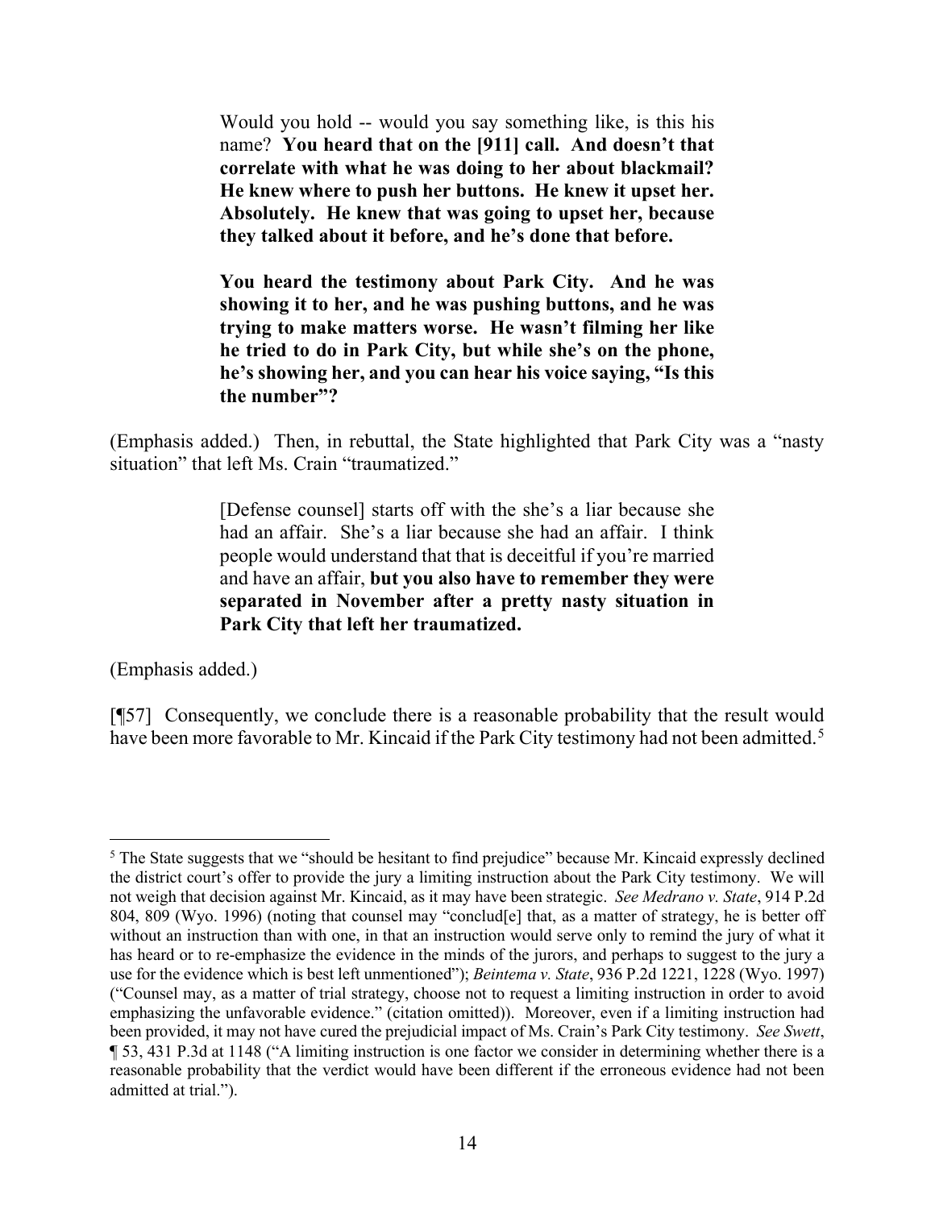> Would you hold -- would you say something like, is this his name? **You heard that on the [911] call. And doesn't that correlate with what he was doing to her about blackmail? He knew where to push her buttons. He knew it upset her. Absolutely. He knew that was going to upset her, because they talked about it before, and he's done that before.**
>
> **You heard the testimony about Park City. And he was showing it to her, and he was pushing buttons, and he was trying to make matters worse. He wasn't filming her like he tried to do in Park City, but while she's on the phone, he's showing her, and you can hear his voice saying, "Is this the number"?**

(Emphasis added.) Then, in rebuttal, the State highlighted that Park City was a "nasty situation" that left Ms. Crain "traumatized."

> [Defense counsel] starts off with the she's a liar because she had an affair. She's a liar because she had an affair. I think people would understand that that is deceitful if you're married and have an affair, **but you also have to remember they were separated in November after a pretty nasty situation in Park City that left her traumatized.**

(Emphasis added.)

[¶57] Consequently, we conclude there is a reasonable probability that the result would have been more favorable to Mr. Kincaid if the Park City testimony had not been admitted.[5]

---

[5] The State suggests that we "should be hesitant to find prejudice" because Mr. Kincaid expressly declined the district court's offer to provide the jury a limiting instruction about the Park City testimony. We will not weigh that decision against Mr. Kincaid, as it may have been strategic. *See Medrano v. State*, 914 P.2d 804, 809 (Wyo. 1996) (noting that counsel may "conclud[e] that, as a matter of strategy, he is better off without an instruction than with one, in that an instruction would serve only to remind the jury of what it has heard or to re-emphasize the evidence in the minds of the jurors, and perhaps to suggest to the jury a use for the evidence which is best left unmentioned"); *Beintema v. State*, 936 P.2d 1221, 1228 (Wyo. 1997) ("Counsel may, as a matter of trial strategy, choose not to request a limiting instruction in order to avoid emphasizing the unfavorable evidence." (citation omitted)). Moreover, even if a limiting instruction had been provided, it may not have cured the prejudicial impact of Ms. Crain's Park City testimony. *See Swett*, ¶ 53, 431 P.3d at 1148 ("A limiting instruction is one factor we consider in determining whether there is a reasonable probability that the verdict would have been different if the erroneous evidence had not been admitted at trial.").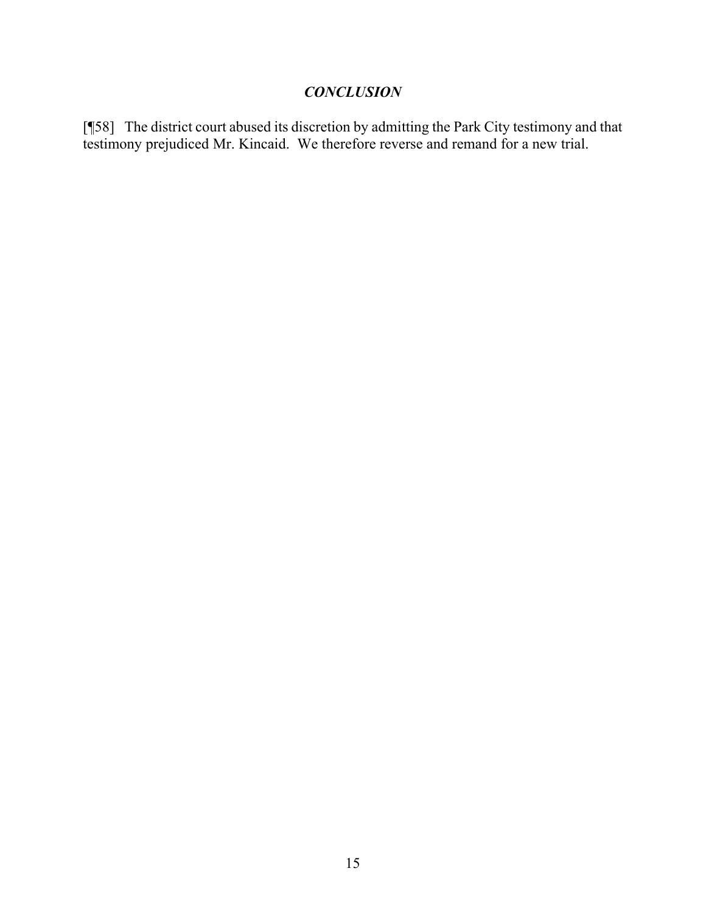## *CONCLUSION*

[¶58] The district court abused its discretion by admitting the Park City testimony and that testimony prejudiced Mr. Kincaid. We therefore reverse and remand for a new trial.